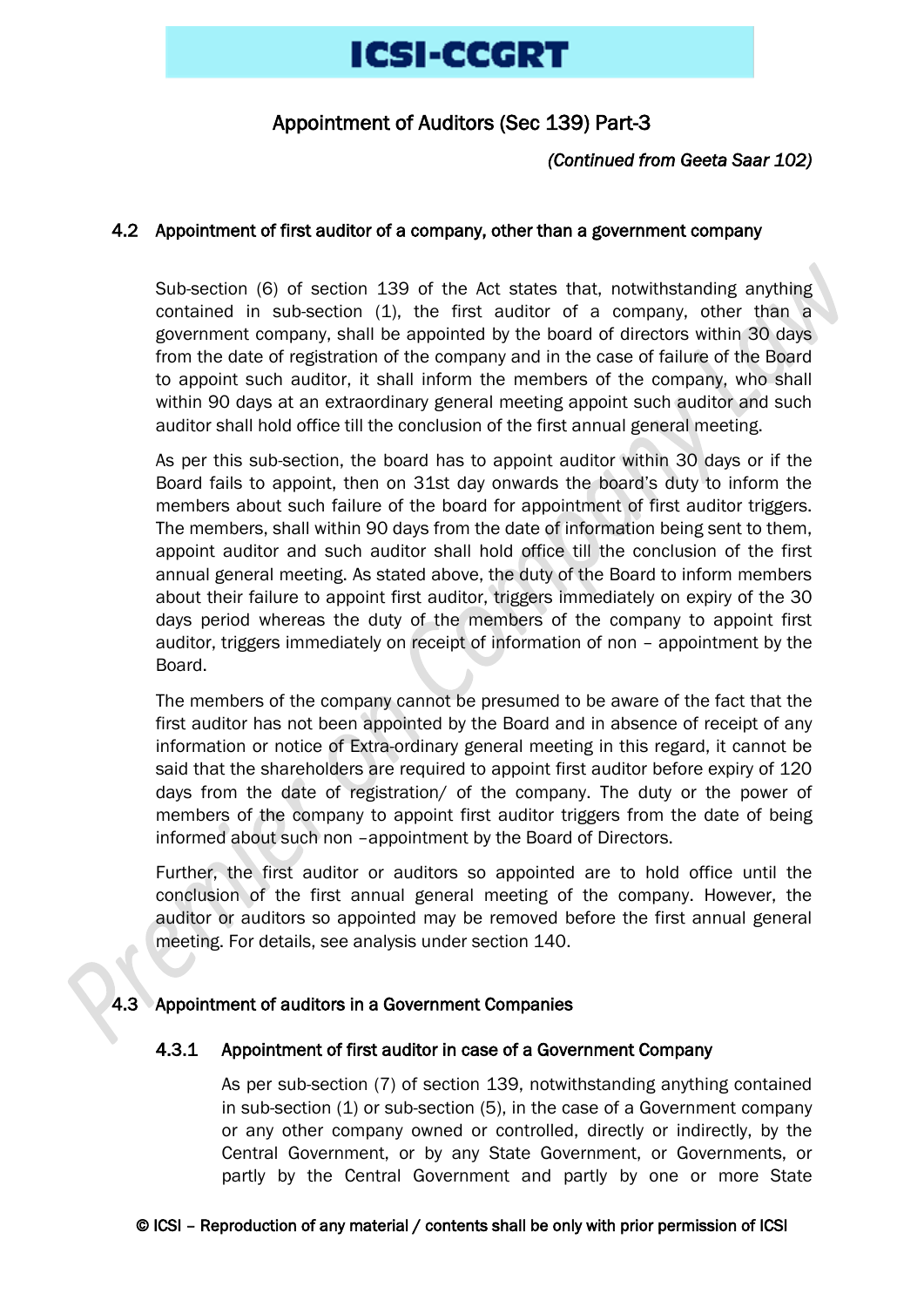# Appointment of Auditors (Sec 139) Part-3

*(Continued from Geeta Saar 102)*

## 4.2 Appointment of first auditor of a company, other than a government company

Sub-section (6) of section 139 of the Act states that, notwithstanding anything contained in sub-section (1), the first auditor of a company, other than a government company, shall be appointed by the board of directors within 30 days from the date of registration of the company and in the case of failure of the Board to appoint such auditor, it shall inform the members of the company, who shall within 90 days at an extraordinary general meeting appoint such auditor and such auditor shall hold office till the conclusion of the first annual general meeting.

As per this sub-section, the board has to appoint auditor within 30 days or if the Board fails to appoint, then on 31st day onwards the board's duty to inform the members about such failure of the board for appointment of first auditor triggers. The members, shall within 90 days from the date of information being sent to them, appoint auditor and such auditor shall hold office till the conclusion of the first annual general meeting. As stated above, the duty of the Board to inform members about their failure to appoint first auditor, triggers immediately on expiry of the 30 days period whereas the duty of the members of the company to appoint first auditor, triggers immediately on receipt of information of non – appointment by the Board.

The members of the company cannot be presumed to be aware of the fact that the first auditor has not been appointed by the Board and in absence of receipt of any information or notice of Extra-ordinary general meeting in this regard, it cannot be said that the shareholders are required to appoint first auditor before expiry of 120 days from the date of registration/ of the company. The duty or the power of members of the company to appoint first auditor triggers from the date of being informed about such non –appointment by the Board of Directors.

Further, the first auditor or auditors so appointed are to hold office until the conclusion of the first annual general meeting of the company. However, the auditor or auditors so appointed may be removed before the first annual general meeting. For details, see analysis under section 140.

## 4.3 Appointment of auditors in a Government Companies

### 4.3.1 Appointment of first auditor in case of a Government Company

As per sub-section (7) of section 139, notwithstanding anything contained in sub-section (1) or sub-section (5), in the case of a Government company or any other company owned or controlled, directly or indirectly, by the Central Government, or by any State Government, or Governments, or partly by the Central Government and partly by one or more State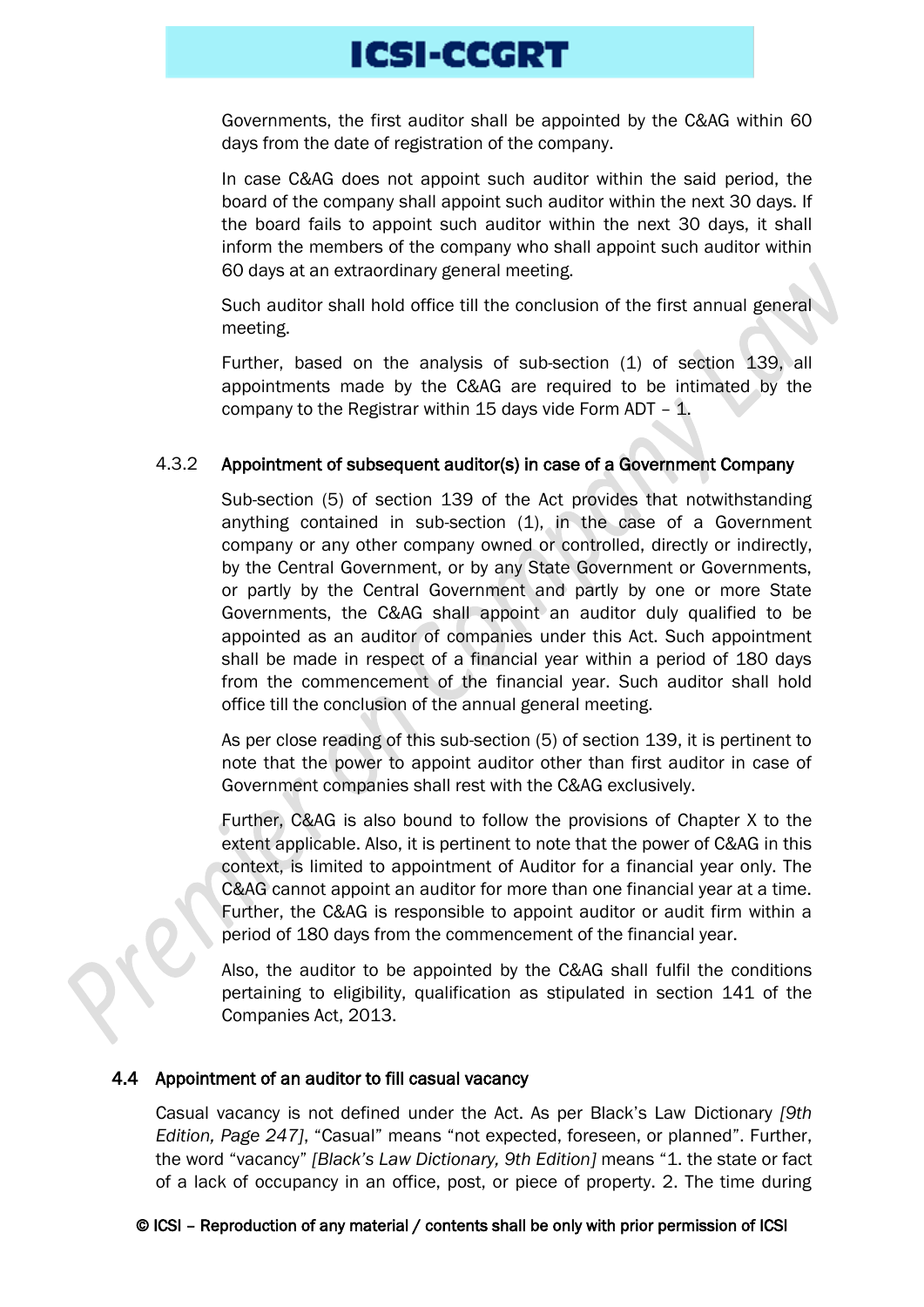Governments, the first auditor shall be appointed by the C&AG within 60 days from the date of registration of the company.

In case C&AG does not appoint such auditor within the said period, the board of the company shall appoint such auditor within the next 30 days. If the board fails to appoint such auditor within the next 30 days, it shall inform the members of the company who shall appoint such auditor within 60 days at an extraordinary general meeting.

Such auditor shall hold office till the conclusion of the first annual general meeting.

Further, based on the analysis of sub-section (1) of section 139, all appointments made by the C&AG are required to be intimated by the company to the Registrar within 15 days vide Form ADT – 1.

#### 4.3.2 Appointment of subsequent auditor(s) in case of a Government Company

Sub-section (5) of section 139 of the Act provides that notwithstanding anything contained in sub-section (1), in the case of a Government company or any other company owned or controlled, directly or indirectly, by the Central Government, or by any State Government or Governments, or partly by the Central Government and partly by one or more State Governments, the C&AG shall appoint an auditor duly qualified to be appointed as an auditor of companies under this Act. Such appointment shall be made in respect of a financial year within a period of 180 days from the commencement of the financial year. Such auditor shall hold office till the conclusion of the annual general meeting.

As per close reading of this sub-section (5) of section 139, it is pertinent to note that the power to appoint auditor other than first auditor in case of Government companies shall rest with the C&AG exclusively.

Further, C&AG is also bound to follow the provisions of Chapter X to the extent applicable. Also, it is pertinent to note that the power of C&AG in this context, is limited to appointment of Auditor for a financial year only. The C&AG cannot appoint an auditor for more than one financial year at a time. Further, the C&AG is responsible to appoint auditor or audit firm within a period of 180 days from the commencement of the financial year.

Also, the auditor to be appointed by the C&AG shall fulfil the conditions pertaining to eligibility, qualification as stipulated in section 141 of the Companies Act, 2013.

### 4.4 Appointment of an auditor to fill casual vacancy

Casual vacancy is not defined under the Act. As per Black's Law Dictionary *[9th Edition, Page 247]*, "Casual" means "not expected, foreseen, or planned". Further, the word "vacancy" *[Black's Law Dictionary, 9th Edition]* means "1. the state or fact of a lack of occupancy in an office, post, or piece of property. 2. The time during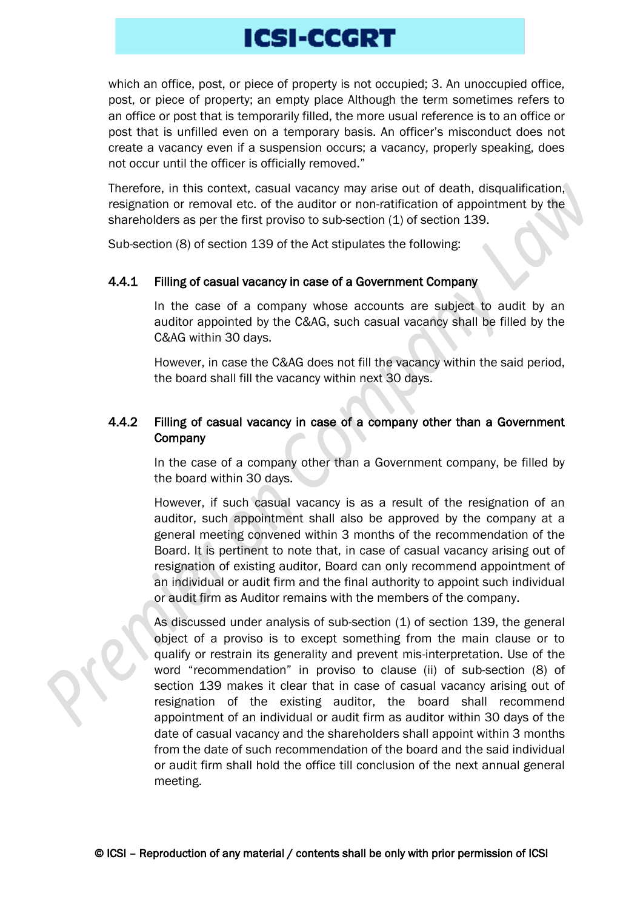which an office, post, or piece of property is not occupied; 3. An unoccupied office, post, or piece of property; an empty place Although the term sometimes refers to an office or post that is temporarily filled, the more usual reference is to an office or post that is unfilled even on a temporary basis. An officer's misconduct does not create a vacancy even if a suspension occurs; a vacancy, properly speaking, does not occur until the officer is officially removed."

Therefore, in this context, casual vacancy may arise out of death, disqualification, resignation or removal etc. of the auditor or non-ratification of appointment by the shareholders as per the first proviso to sub-section (1) of section 139.

Sub-section (8) of section 139 of the Act stipulates the following:

### 4.4.1 Filling of casual vacancy in case of a Government Company

In the case of a company whose accounts are subject to audit by an auditor appointed by the C&AG, such casual vacancy shall be filled by the C&AG within 30 days.

However, in case the C&AG does not fill the vacancy within the said period, the board shall fill the vacancy within next 30 days.

### 4.4.2 Filling of casual vacancy in case of a company other than a Government Company

In the case of a company other than a Government company, be filled by the board within 30 days.

However, if such casual vacancy is as a result of the resignation of an auditor, such appointment shall also be approved by the company at a general meeting convened within 3 months of the recommendation of the Board. It is pertinent to note that, in case of casual vacancy arising out of resignation of existing auditor, Board can only recommend appointment of an individual or audit firm and the final authority to appoint such individual or audit firm as Auditor remains with the members of the company.

As discussed under analysis of sub-section (1) of section 139, the general object of a proviso is to except something from the main clause or to qualify or restrain its generality and prevent mis-interpretation. Use of the word "recommendation" in proviso to clause (ii) of sub-section (8) of section 139 makes it clear that in case of casual vacancy arising out of resignation of the existing auditor, the board shall recommend appointment of an individual or audit firm as auditor within 30 days of the date of casual vacancy and the shareholders shall appoint within 3 months from the date of such recommendation of the board and the said individual or audit firm shall hold the office till conclusion of the next annual general meeting.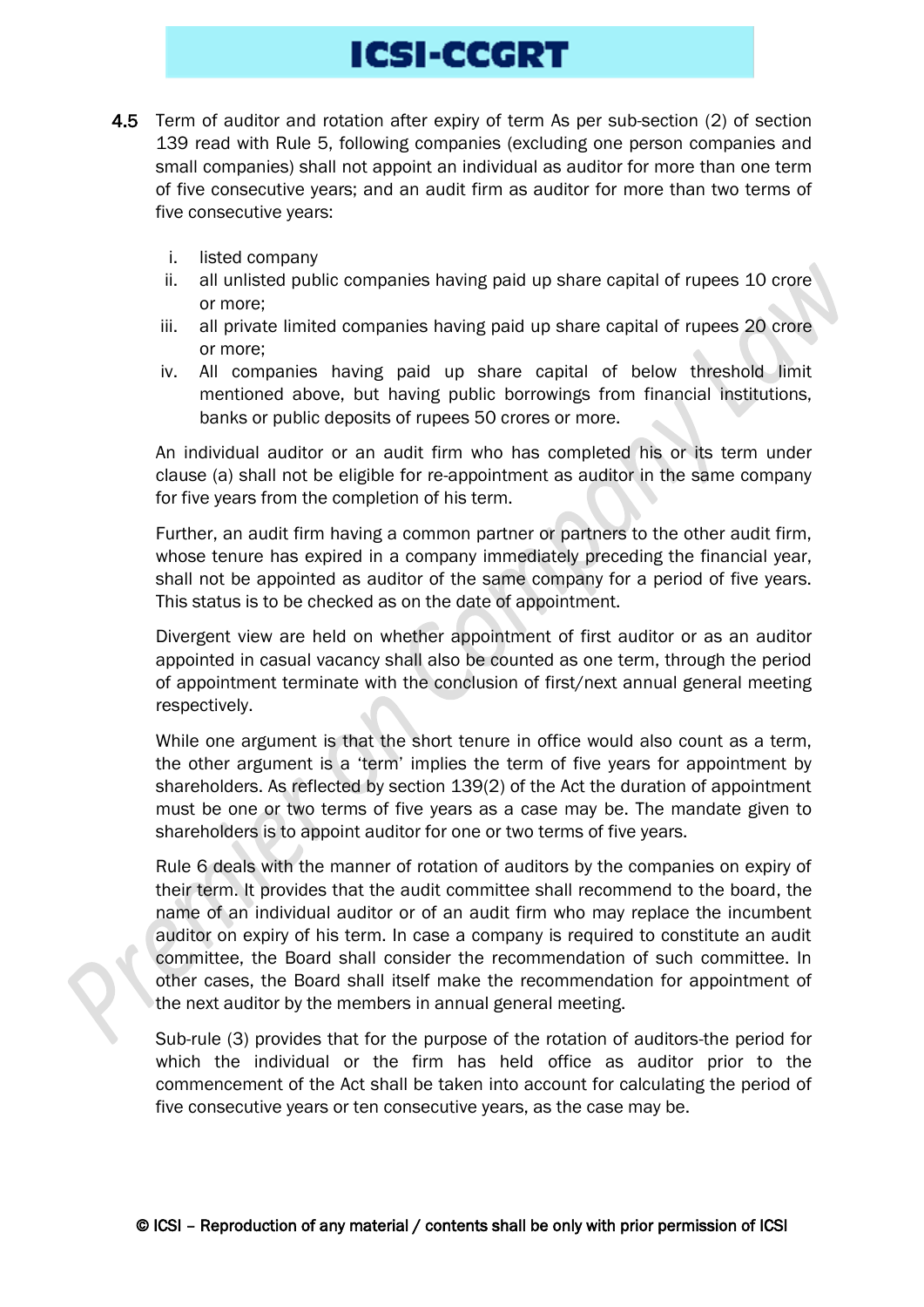**4.5** Term of auditor and rotation after expiry of term As per sub-section (2) of section 139 read with Rule 5, following companies (excluding one person companies and small companies) shall not appoint an individual as auditor for more than one term of five consecutive years; and an audit firm as auditor for more than two terms of five consecutive years:

i. listed company
ii. all unlisted public companies having paid up share capital of rupees 10 crore or more;
iii. all private limited companies having paid up share capital of rupees 20 crore or more;
iv. All companies having paid up share capital of below threshold limit mentioned above, but having public borrowings from financial institutions, banks or public deposits of rupees 50 crores or more.

An individual auditor or an audit firm who has completed his or its term under clause (a) shall not be eligible for re-appointment as auditor in the same company for five years from the completion of his term.

Further, an audit firm having a common partner or partners to the other audit firm, whose tenure has expired in a company immediately preceding the financial year, shall not be appointed as auditor of the same company for a period of five years. This status is to be checked as on the date of appointment.

Divergent view are held on whether appointment of first auditor or as an auditor appointed in casual vacancy shall also be counted as one term, through the period of appointment terminate with the conclusion of first/next annual general meeting respectively.

While one argument is that the short tenure in office would also count as a term, the other argument is a 'term' implies the term of five years for appointment by shareholders. As reflected by section 139(2) of the Act the duration of appointment must be one or two terms of five years as a case may be. The mandate given to shareholders is to appoint auditor for one or two terms of five years.

Rule 6 deals with the manner of rotation of auditors by the companies on expiry of their term. It provides that the audit committee shall recommend to the board, the name of an individual auditor or of an audit firm who may replace the incumbent auditor on expiry of his term. In case a company is required to constitute an audit committee, the Board shall consider the recommendation of such committee. In other cases, the Board shall itself make the recommendation for appointment of the next auditor by the members in annual general meeting.

Sub-rule (3) provides that for the purpose of the rotation of auditors-the period for which the individual or the firm has held office as auditor prior to the commencement of the Act shall be taken into account for calculating the period of five consecutive years or ten consecutive years, as the case may be.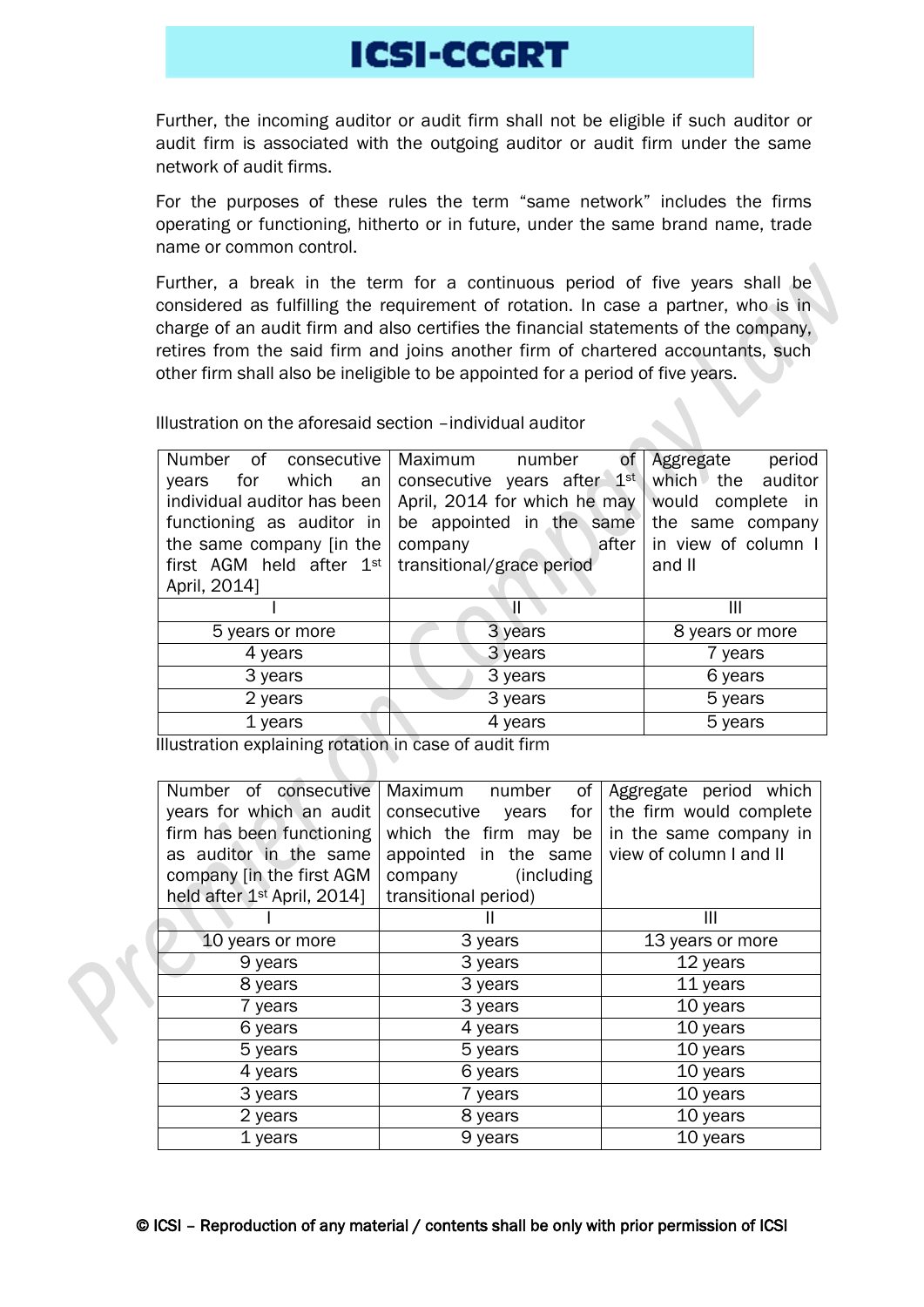Further, the incoming auditor or audit firm shall not be eligible if such auditor or audit firm is associated with the outgoing auditor or audit firm under the same network of audit firms.

For the purposes of these rules the term "same network" includes the firms operating or functioning, hitherto or in future, under the same brand name, trade name or common control.

Further, a break in the term for a continuous period of five years shall be considered as fulfilling the requirement of rotation. In case a partner, who is in charge of an audit firm and also certifies the financial statements of the company, retires from the said firm and joins another firm of chartered accountants, such other firm shall also be ineligible to be appointed for a period of five years.

Illustration on the aforesaid section –individual auditor

| Number of consecutive years for which an individual auditor has been functioning as auditor in the same company [in the first AGM held after 1st April, 2014] | Maximum number of consecutive years after 1st April, 2014 for which he may be appointed in the same company after transitional/grace period | Aggregate period which the auditor would complete in the same company in view of column I and II |
|---|---|---|
| I | II | III |
| 5 years or more | 3 years | 8 years or more |
| 4 years | 3 years | 7 years |
| 3 years | 3 years | 6 years |
| 2 years | 3 years | 5 years |
| 1 years | 4 years | 5 years |

Illustration explaining rotation in case of audit firm

| Number of consecutive years for which an audit firm has been functioning as auditor in the same company [in the first AGM held after 1st April, 2014] | Maximum number of consecutive years for which the firm may be appointed in the same company (including transitional period) | Aggregate period which the firm would complete in the same company in view of column I and II |
|---|---|---|
| I | II | III |
| 10 years or more | 3 years | 13 years or more |
| 9 years | 3 years | 12 years |
| 8 years | 3 years | 11 years |
| 7 years | 3 years | 10 years |
| 6 years | 4 years | 10 years |
| 5 years | 5 years | 10 years |
| 4 years | 6 years | 10 years |
| 3 years | 7 years | 10 years |
| 2 years | 8 years | 10 years |
| 1 years | 9 years | 10 years |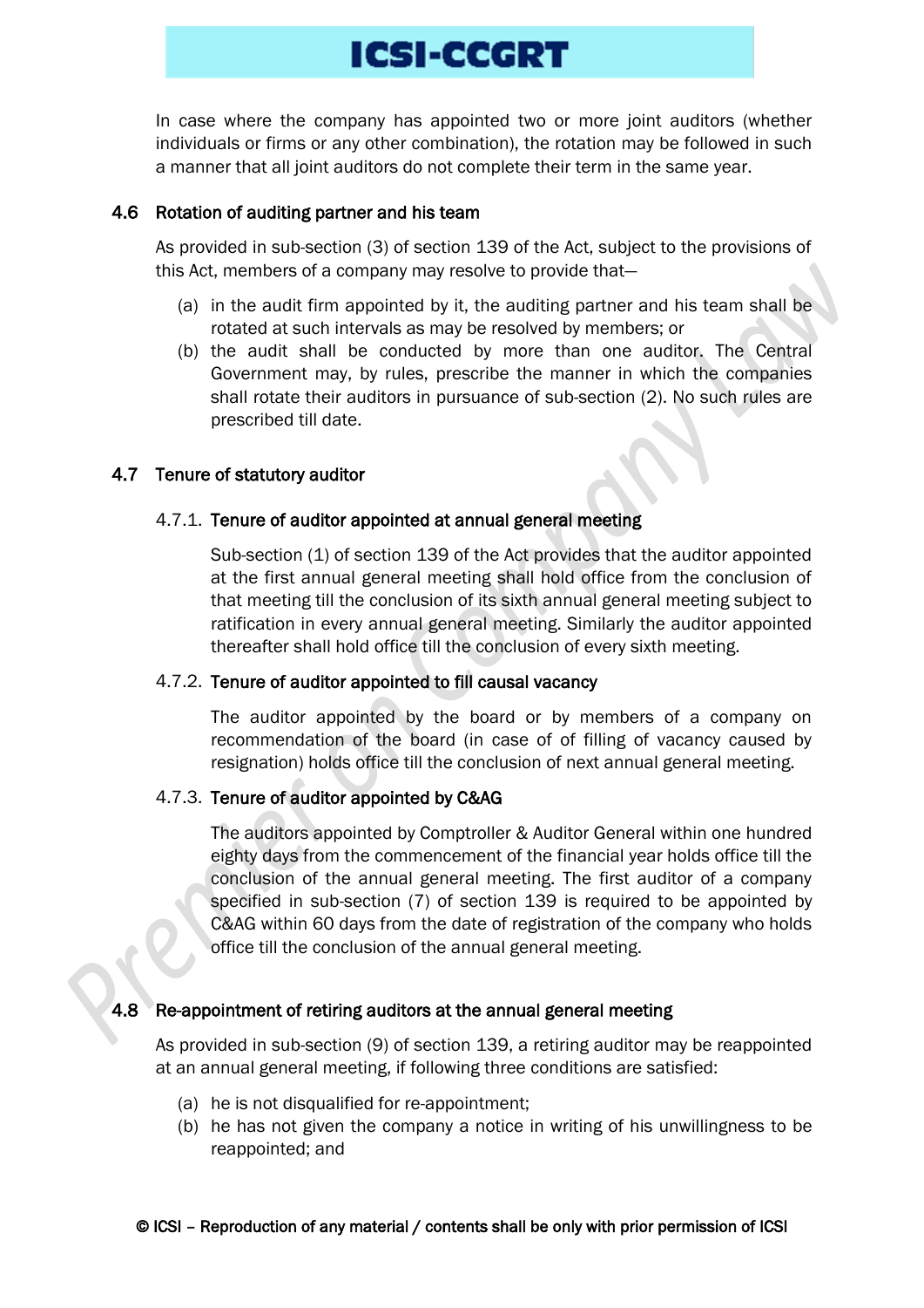In case where the company has appointed two or more joint auditors (whether individuals or firms or any other combination), the rotation may be followed in such a manner that all joint auditors do not complete their term in the same year.

## 4.6 Rotation of auditing partner and his team

As provided in sub-section (3) of section 139 of the Act, subject to the provisions of this Act, members of a company may resolve to provide that—

(a) in the audit firm appointed by it, the auditing partner and his team shall be rotated at such intervals as may be resolved by members; or
(b) the audit shall be conducted by more than one auditor. The Central Government may, by rules, prescribe the manner in which the companies shall rotate their auditors in pursuance of sub-section (2). No such rules are prescribed till date.

## 4.7 Tenure of statutory auditor

### 4.7.1. Tenure of auditor appointed at annual general meeting

Sub-section (1) of section 139 of the Act provides that the auditor appointed at the first annual general meeting shall hold office from the conclusion of that meeting till the conclusion of its sixth annual general meeting subject to ratification in every annual general meeting. Similarly the auditor appointed thereafter shall hold office till the conclusion of every sixth meeting.

### 4.7.2. Tenure of auditor appointed to fill causal vacancy

The auditor appointed by the board or by members of a company on recommendation of the board (in case of of filling of vacancy caused by resignation) holds office till the conclusion of next annual general meeting.

### 4.7.3. Tenure of auditor appointed by C&AG

The auditors appointed by Comptroller & Auditor General within one hundred eighty days from the commencement of the financial year holds office till the conclusion of the annual general meeting. The first auditor of a company specified in sub-section (7) of section 139 is required to be appointed by C&AG within 60 days from the date of registration of the company who holds office till the conclusion of the annual general meeting.

## 4.8 Re-appointment of retiring auditors at the annual general meeting

As provided in sub-section (9) of section 139, a retiring auditor may be reappointed at an annual general meeting, if following three conditions are satisfied:

(a) he is not disqualified for re-appointment;
(b) he has not given the company a notice in writing of his unwillingness to be reappointed; and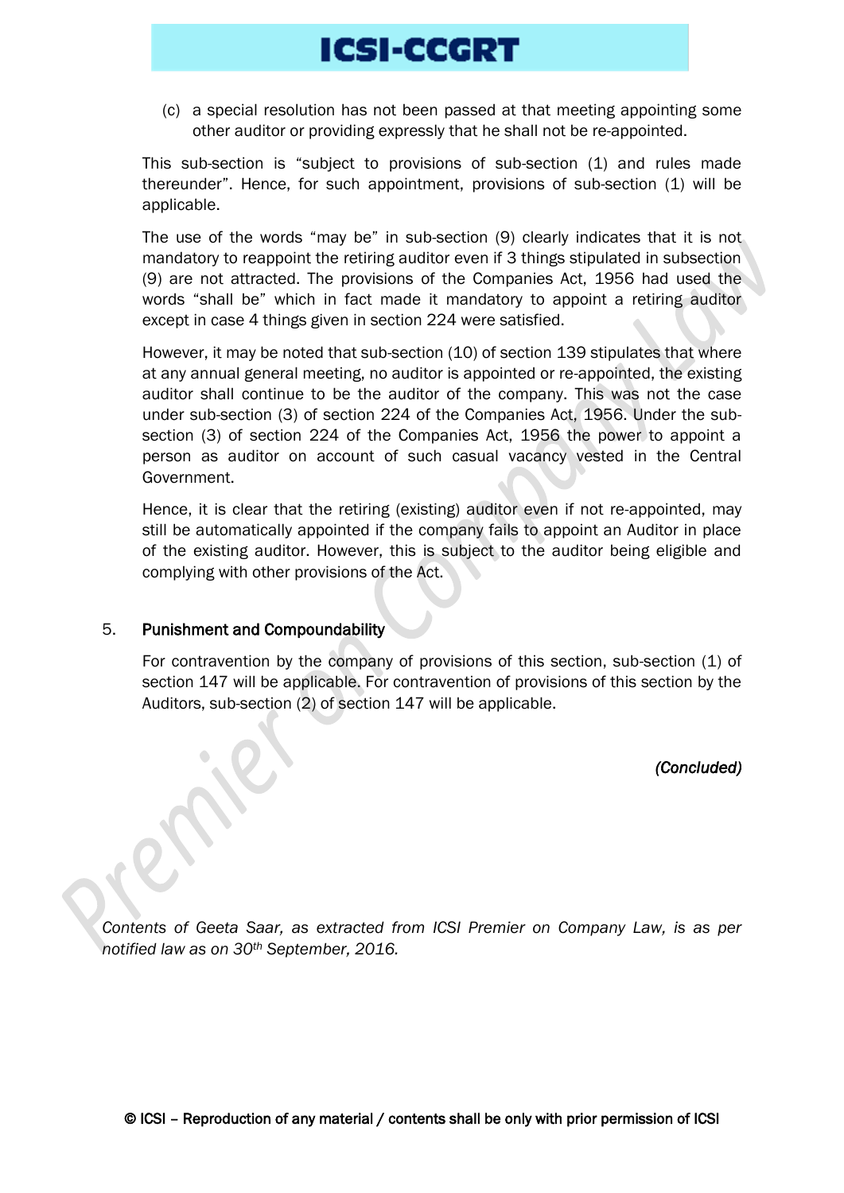(c) a special resolution has not been passed at that meeting appointing some other auditor or providing expressly that he shall not be re-appointed.

This sub-section is "subject to provisions of sub-section (1) and rules made thereunder". Hence, for such appointment, provisions of sub-section (1) will be applicable.

The use of the words "may be" in sub-section (9) clearly indicates that it is not mandatory to reappoint the retiring auditor even if 3 things stipulated in subsection (9) are not attracted. The provisions of the Companies Act, 1956 had used the words "shall be" which in fact made it mandatory to appoint a retiring auditor except in case 4 things given in section 224 were satisfied.

However, it may be noted that sub-section (10) of section 139 stipulates that where at any annual general meeting, no auditor is appointed or re-appointed, the existing auditor shall continue to be the auditor of the company. This was not the case under sub-section (3) of section 224 of the Companies Act, 1956. Under the sub-section (3) of section 224 of the Companies Act, 1956 the power to appoint a person as auditor on account of such casual vacancy vested in the Central Government.

Hence, it is clear that the retiring (existing) auditor even if not re-appointed, may still be automatically appointed if the company fails to appoint an Auditor in place of the existing auditor. However, this is subject to the auditor being eligible and complying with other provisions of the Act.

## 5. Punishment and Compoundability

For contravention by the company of provisions of this section, sub-section (1) of section 147 will be applicable. For contravention of provisions of this section by the Auditors, sub-section (2) of section 147 will be applicable.

*(Concluded)*

*Contents of Geeta Saar, as extracted from ICSI Premier on Company Law, is as per notified law as on 30th September, 2016.*